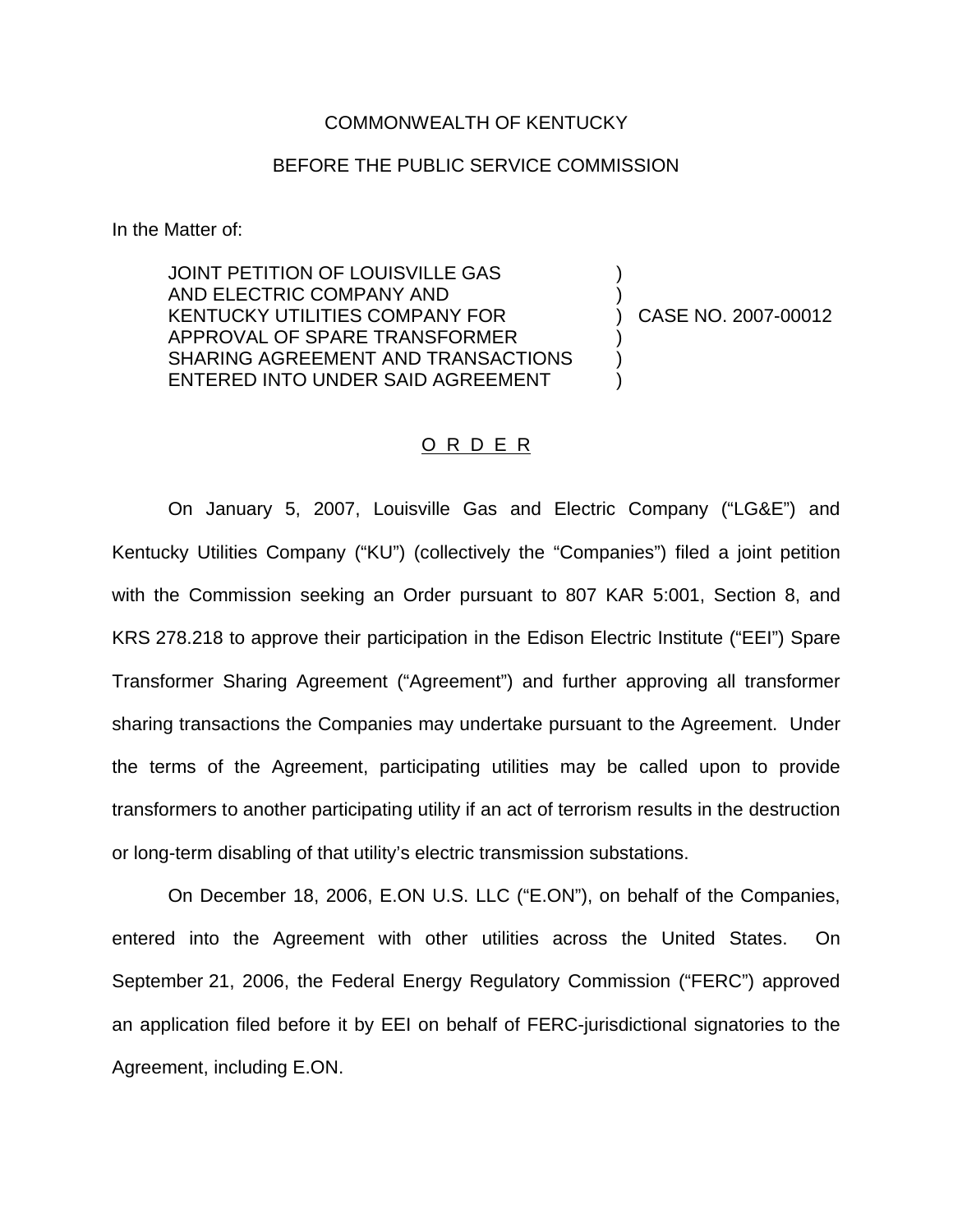COMMONWEALTH OF KENTUCKY

BEFORE THE PUBLIC SERVICE COMMISSION

In the Matter of:

JOINT PETITION OF LOUISVILLE GAS AND ELECTRIC COMPANY AND KENTUCKY UTILITIES COMPANY FOR APPROVAL OF SPARE TRANSFORMER SHARING AGREEMENT AND TRANSACTIONS ENTERED INTO UNDER SAID AGREEMENT ) CASE NO. 2007-00012

# O R D E R

On January 5, 2007, Louisville Gas and Electric Company ("LG&E") and Kentucky Utilities Company ("KU") (collectively the "Companies") filed a joint petition with the Commission seeking an Order pursuant to 807 KAR 5:001, Section 8, and KRS 278.218 to approve their participation in the Edison Electric Institute ("EEI") Spare Transformer Sharing Agreement ("Agreement") and further approving all transformer sharing transactions the Companies may undertake pursuant to the Agreement. Under the terms of the Agreement, participating utilities may be called upon to provide transformers to another participating utility if an act of terrorism results in the destruction or long-term disabling of that utility's electric transmission substations.

On December 18, 2006, E.ON U.S. LLC ("E.ON"), on behalf of the Companies, entered into the Agreement with other utilities across the United States. On September 21, 2006, the Federal Energy Regulatory Commission ("FERC") approved an application filed before it by EEI on behalf of FERC-jurisdictional signatories to the Agreement, including E.ON.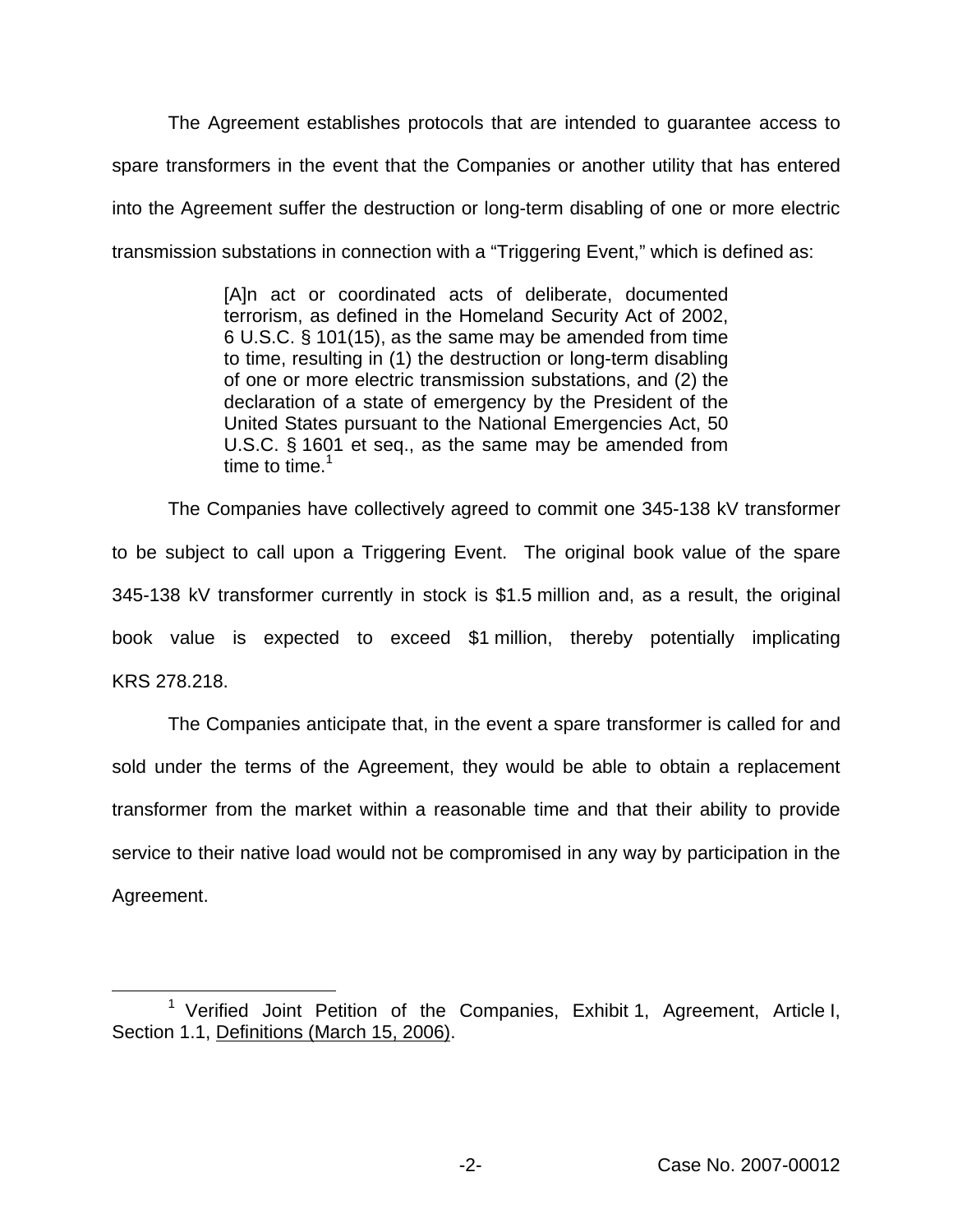The Agreement establishes protocols that are intended to guarantee access to spare transformers in the event that the Companies or another utility that has entered into the Agreement suffer the destruction or long-term disabling of one or more electric transmission substations in connection with a "Triggering Event," which is defined as:

> [A]n act or coordinated acts of deliberate, documented terrorism, as defined in the Homeland Security Act of 2002, 6 U.S.C. § 101(15), as the same may be amended from time to time, resulting in (1) the destruction or long-term disabling of one or more electric transmission substations, and (2) the declaration of a state of emergency by the President of the United States pursuant to the National Emergencies Act, 50 U.S.C. § 1601 et seq., as the same may be amended from time to time.[1]

The Companies have collectively agreed to commit one 345-138 kV transformer to be subject to call upon a Triggering Event. The original book value of the spare 345-138 kV transformer currently in stock is $1.5 million and, as a result, the original book value is expected to exceed $1 million, thereby potentially implicating KRS 278.218.

The Companies anticipate that, in the event a spare transformer is called for and sold under the terms of the Agreement, they would be able to obtain a replacement transformer from the market within a reasonable time and that their ability to provide service to their native load would not be compromised in any way by participation in the Agreement.

---

[1] Verified Joint Petition of the Companies, Exhibit 1, Agreement, Article I, Section 1.1, Definitions (March 15, 2006).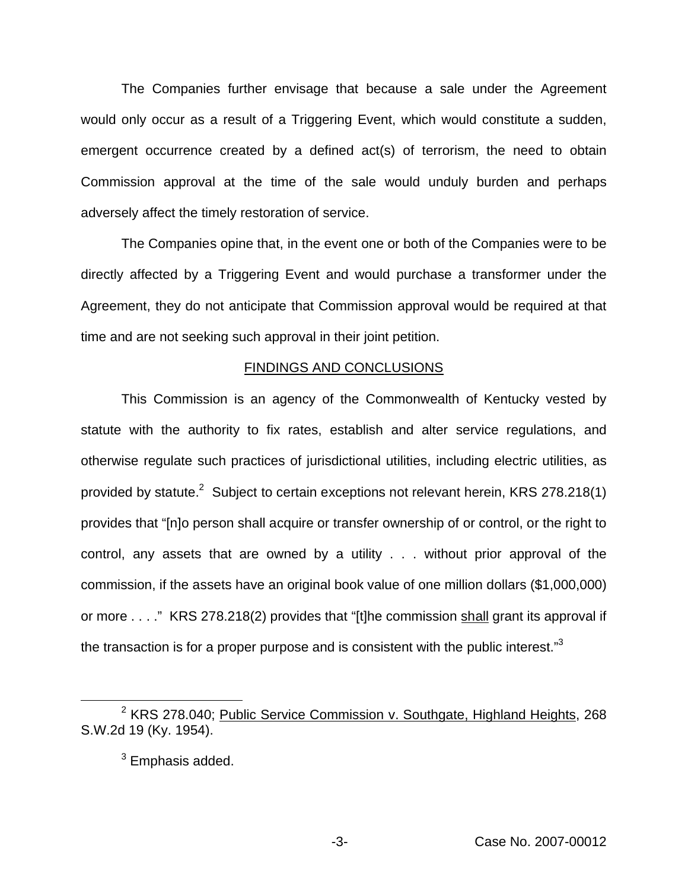The Companies further envisage that because a sale under the Agreement would only occur as a result of a Triggering Event, which would constitute a sudden, emergent occurrence created by a defined act(s) of terrorism, the need to obtain Commission approval at the time of the sale would unduly burden and perhaps adversely affect the timely restoration of service.

The Companies opine that, in the event one or both of the Companies were to be directly affected by a Triggering Event and would purchase a transformer under the Agreement, they do not anticipate that Commission approval would be required at that time and are not seeking such approval in their joint petition.

## FINDINGS AND CONCLUSIONS

This Commission is an agency of the Commonwealth of Kentucky vested by statute with the authority to fix rates, establish and alter service regulations, and otherwise regulate such practices of jurisdictional utilities, including electric utilities, as provided by statute.[2] Subject to certain exceptions not relevant herein, KRS 278.218(1) provides that "[n]o person shall acquire or transfer ownership of or control, or the right to control, any assets that are owned by a utility . . . without prior approval of the commission, if the assets have an original book value of one million dollars ($1,000,000) or more . . . ." KRS 278.218(2) provides that "[t]he commission <u>shall</u> grant its approval if the transaction is for a proper purpose and is consistent with the public interest."[3]

[2] KRS 278.040; <u>Public Service Commission v. Southgate, Highland Heights</u>, 268 S.W.2d 19 (Ky. 1954).

[3] Emphasis added.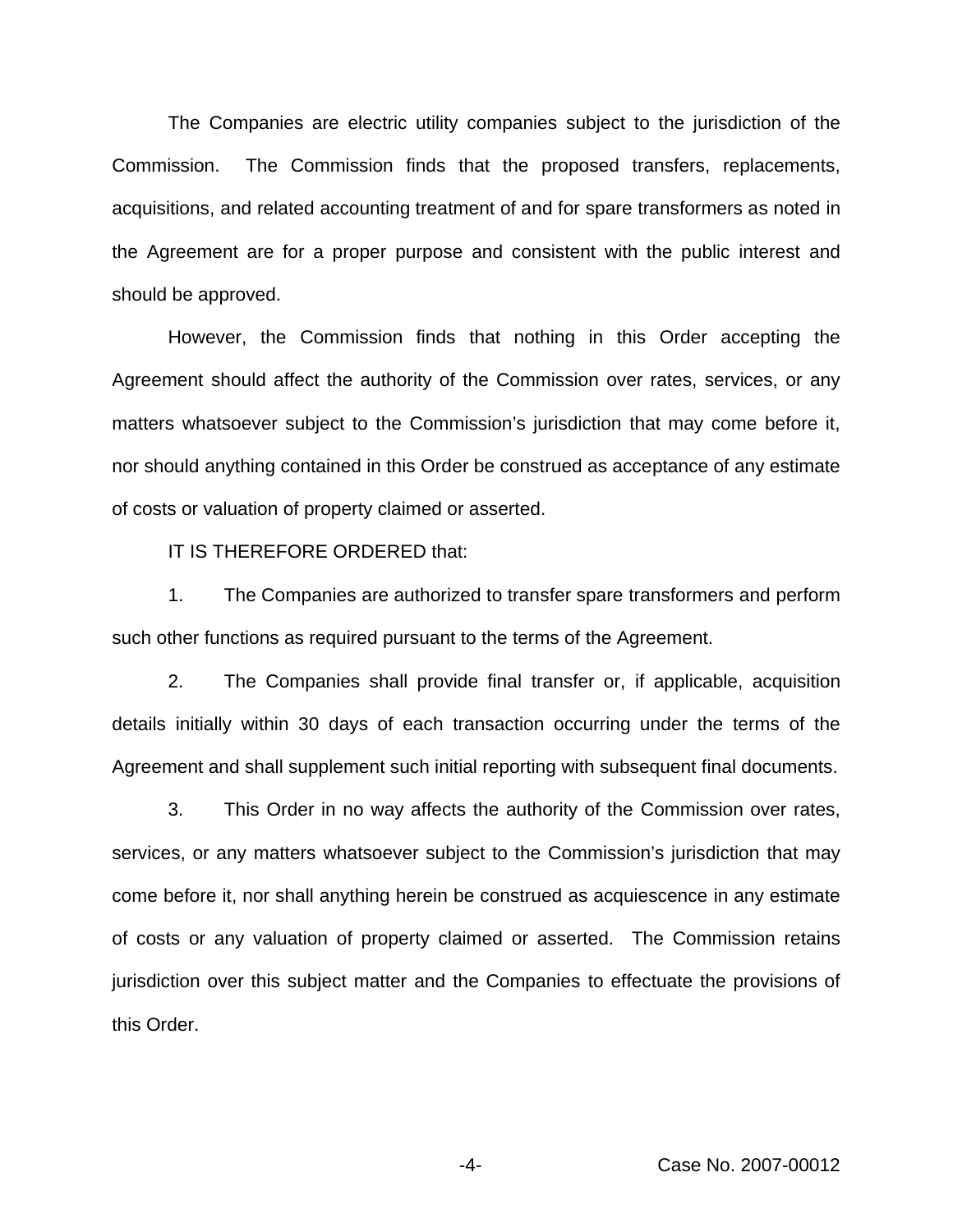The Companies are electric utility companies subject to the jurisdiction of the Commission. The Commission finds that the proposed transfers, replacements, acquisitions, and related accounting treatment of and for spare transformers as noted in the Agreement are for a proper purpose and consistent with the public interest and should be approved.

However, the Commission finds that nothing in this Order accepting the Agreement should affect the authority of the Commission over rates, services, or any matters whatsoever subject to the Commission's jurisdiction that may come before it, nor should anything contained in this Order be construed as acceptance of any estimate of costs or valuation of property claimed or asserted.

IT IS THEREFORE ORDERED that:

1. The Companies are authorized to transfer spare transformers and perform such other functions as required pursuant to the terms of the Agreement.

2. The Companies shall provide final transfer or, if applicable, acquisition details initially within 30 days of each transaction occurring under the terms of the Agreement and shall supplement such initial reporting with subsequent final documents.

3. This Order in no way affects the authority of the Commission over rates, services, or any matters whatsoever subject to the Commission's jurisdiction that may come before it, nor shall anything herein be construed as acquiescence in any estimate of costs or any valuation of property claimed or asserted. The Commission retains jurisdiction over this subject matter and the Companies to effectuate the provisions of this Order.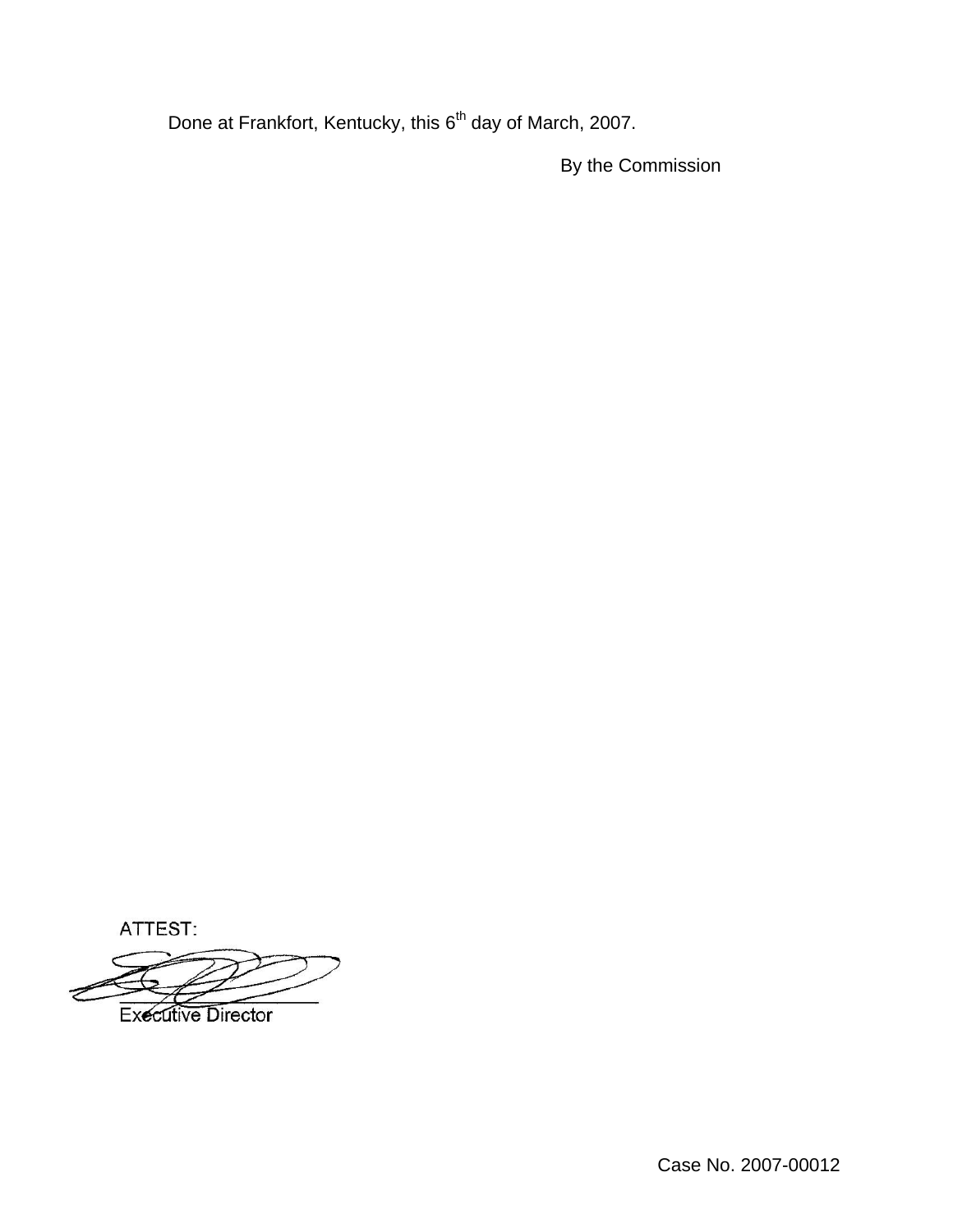Done at Frankfort, Kentucky, this 6th day of March, 2007.

By the Commission

ATTEST:

Executive Director

Case No. 2007-00012